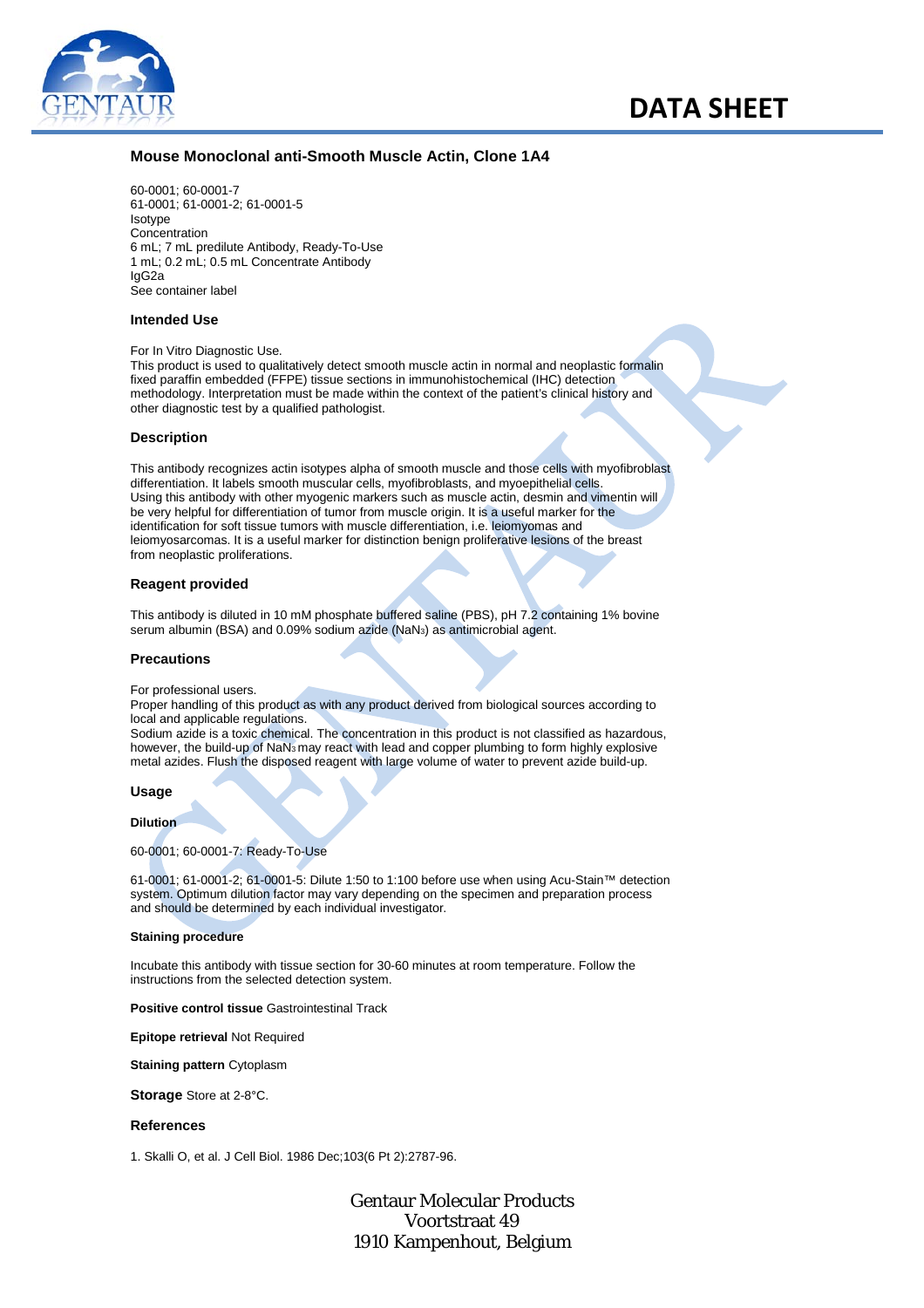# DATA SHEET

## Mouse Monoclonal anti-Smooth Muscle Actin, Clone 1A4

60-0001; 60-0001-7
61-0001; 61-0001-2; 61-0001-5
Isotype
Concentration
6 mL; 7 mL predilute Antibody, Ready-To-Use
1 mL; 0.2 mL; 0.5 mL Concentrate Antibody
IgG2a
See container label

### Intended Use

For In Vitro Diagnostic Use.
This product is used to qualitatively detect smooth muscle actin in normal and neoplastic formalin fixed paraffin embedded (FFPE) tissue sections in immunohistochemical (IHC) detection methodology. Interpretation must be made within the context of the patient's clinical history and other diagnostic test by a qualified pathologist.

### Description

This antibody recognizes actin isotypes alpha of smooth muscle and those cells with myofibroblast differentiation. It labels smooth muscular cells, myofibroblasts, and myoepithelial cells.
Using this antibody with other myogenic markers such as muscle actin, desmin and vimentin will be very helpful for differentiation of tumor from muscle origin. It is a useful marker for the identification for soft tissue tumors with muscle differentiation, i.e. leiomyomas and leiomyosarcomas. It is a useful marker for distinction benign proliferative lesions of the breast from neoplastic proliferations.

### Reagent provided

This antibody is diluted in 10 mM phosphate buffered saline (PBS), pH 7.2 containing 1% bovine serum albumin (BSA) and 0.09% sodium azide ($NaN_3$) as antimicrobial agent.

### Precautions

For professional users.
Proper handling of this product as with any product derived from biological sources according to local and applicable regulations.
Sodium azide is a toxic chemical. The concentration in this product is not classified as hazardous, however, the build-up of $NaN_3$ may react with lead and copper plumbing to form highly explosive metal azides. Flush the disposed reagent with large volume of water to prevent azide build-up.

### Usage

#### Dilution

60-0001; 60-0001-7: Ready-To-Use

61-0001; 61-0001-2; 61-0001-5: Dilute 1:50 to 1:100 before use when using Acu-Stain™ detection system. Optimum dilution factor may vary depending on the specimen and preparation process and should be determined by each individual investigator.

#### Staining procedure

Incubate this antibody with tissue section for 30-60 minutes at room temperature. Follow the instructions from the selected detection system.

**Positive control tissue** Gastrointestinal Track

**Epitope retrieval** Not Required

**Staining pattern** Cytoplasm

**Storage** Store at 2-8°C.

### References

1. Skalli O, et al. J Cell Biol. 1986 Dec;103(6 Pt 2):2787-96.

Gentaur Molecular Products
Voortstraat 49
1910 Kampenhout, Belgium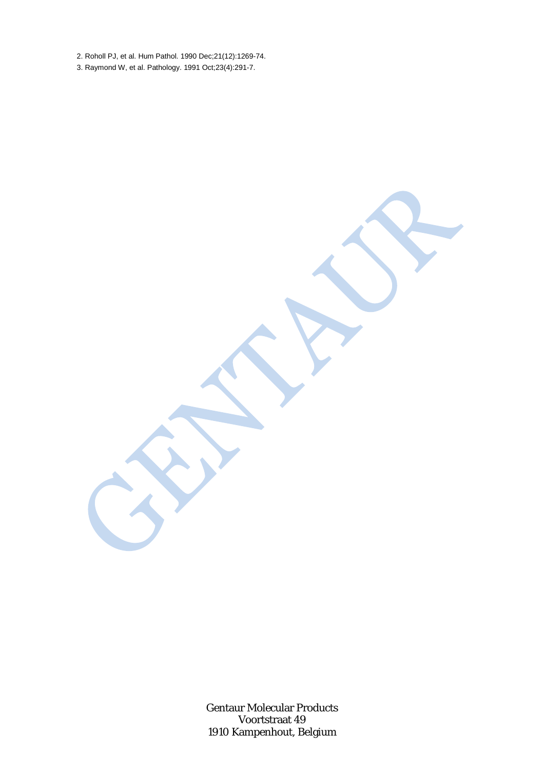2. Roholl PJ, et al. Hum Pathol. 1990 Dec;21(12):1269-74.

3. Raymond W, et al. Pathology. 1991 Oct;23(4):291-7.

Gentaur Molecular Products
Voortstraat 49
1910 Kampenhout, Belgium